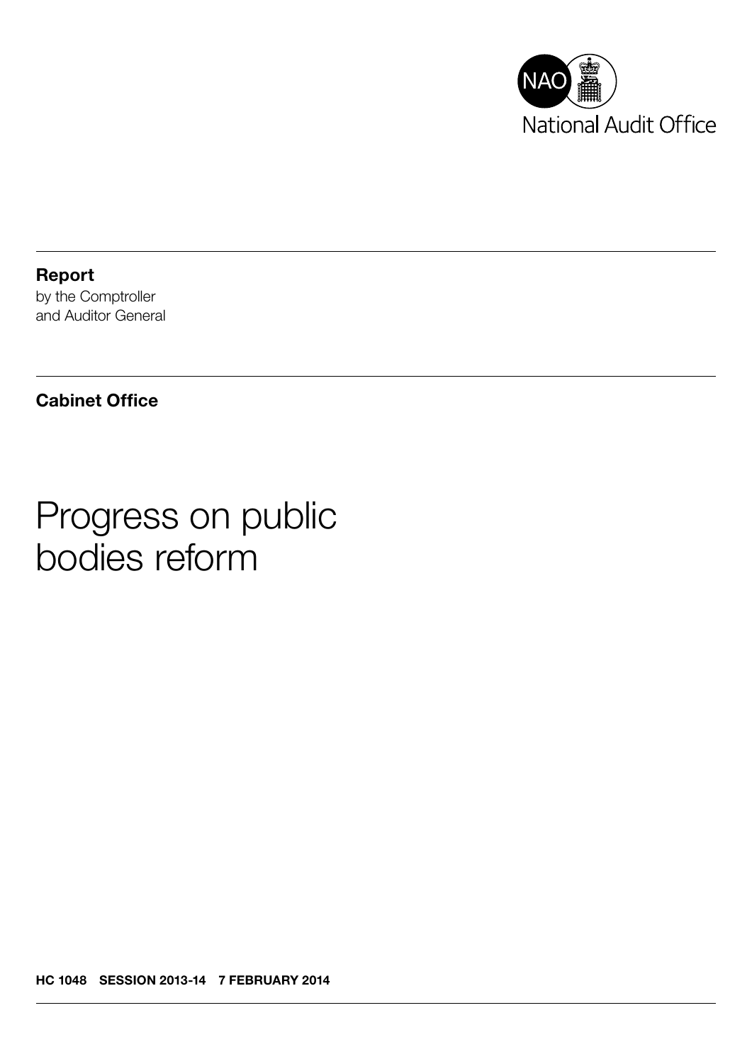National Audit Office

**Report**
by the Comptroller
and Auditor General

**Cabinet Office**

# Progress on public bodies reform

**HC 1048 SESSION 2013-14 7 FEBRUARY 2014**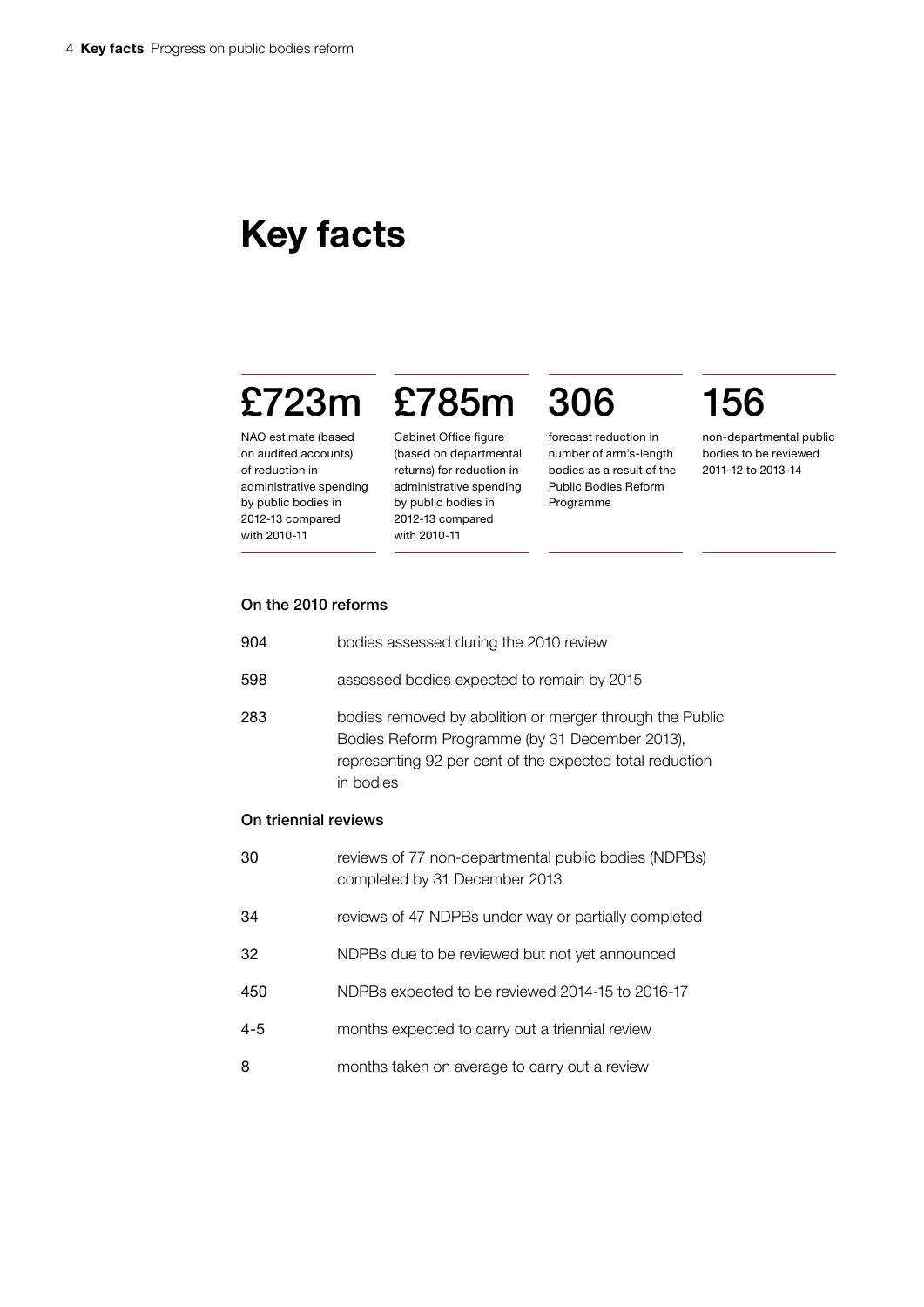# Key facts

**£723m**

NAO estimate (based on audited accounts) of reduction in administrative spending by public bodies in 2012-13 compared with 2010-11

**£785m**

Cabinet Office figure (based on departmental returns) for reduction in administrative spending by public bodies in 2012-13 compared with 2010-11

**306**

forecast reduction in number of arm's-length bodies as a result of the Public Bodies Reform Programme

**156**

non-departmental public bodies to be reviewed 2011-12 to 2013-14

### On the 2010 reforms

| | |
|---|---|
| 904 | bodies assessed during the 2010 review |
| 598 | assessed bodies expected to remain by 2015 |
| 283 | bodies removed by abolition or merger through the Public Bodies Reform Programme (by 31 December 2013), representing 92 per cent of the expected total reduction in bodies |

### On triennial reviews

| | |
|---|---|
| 30 | reviews of 77 non-departmental public bodies (NDPBs) completed by 31 December 2013 |
| 34 | reviews of 47 NDPBs under way or partially completed |
| 32 | NDPBs due to be reviewed but not yet announced |
| 450 | NDPBs expected to be reviewed 2014-15 to 2016-17 |
| 4-5 | months expected to carry out a triennial review |
| 8 | months taken on average to carry out a review |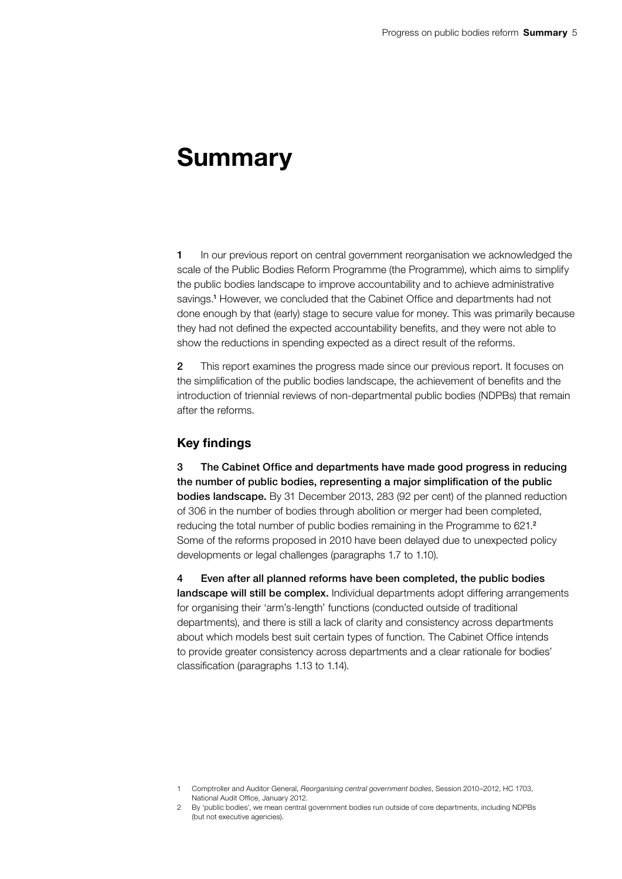# Summary

**1** In our previous report on central government reorganisation we acknowledged the scale of the Public Bodies Reform Programme (the Programme), which aims to simplify the public bodies landscape to improve accountability and to achieve administrative savings.[1] However, we concluded that the Cabinet Office and departments had not done enough by that (early) stage to secure value for money. This was primarily because they had not defined the expected accountability benefits, and they were not able to show the reductions in spending expected as a direct result of the reforms.

**2** This report examines the progress made since our previous report. It focuses on the simplification of the public bodies landscape, the achievement of benefits and the introduction of triennial reviews of non-departmental public bodies (NDPBs) that remain after the reforms.

## Key findings

**3 The Cabinet Office and departments have made good progress in reducing the number of public bodies, representing a major simplification of the public bodies landscape.** By 31 December 2013, 283 (92 per cent) of the planned reduction of 306 in the number of bodies through abolition or merger had been completed, reducing the total number of public bodies remaining in the Programme to 621.[2] Some of the reforms proposed in 2010 have been delayed due to unexpected policy developments or legal challenges (paragraphs 1.7 to 1.10).

**4 Even after all planned reforms have been completed, the public bodies landscape will still be complex.** Individual departments adopt differing arrangements for organising their 'arm's-length' functions (conducted outside of traditional departments), and there is still a lack of clarity and consistency across departments about which models best suit certain types of function. The Cabinet Office intends to provide greater consistency across departments and a clear rationale for bodies' classification (paragraphs 1.13 to 1.14).

1 Comptroller and Auditor General, *Reorganising central government bodies*, Session 2010–2012, HC 1703, National Audit Office, January 2012.

2 By 'public bodies', we mean central government bodies run outside of core departments, including NDPBs (but not executive agencies).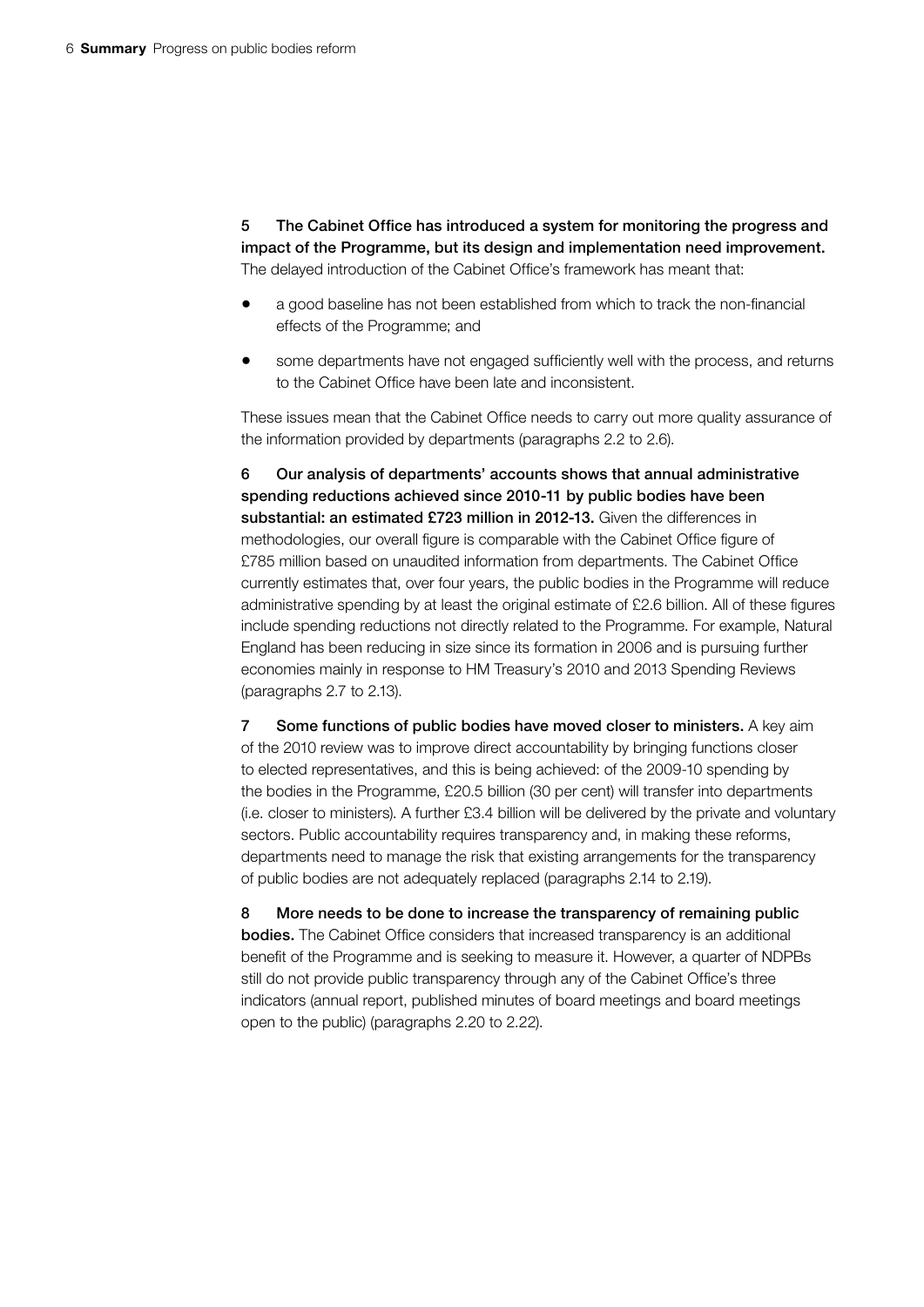5 **The Cabinet Office has introduced a system for monitoring the progress and impact of the Programme, but its design and implementation need improvement.** The delayed introduction of the Cabinet Office's framework has meant that:

- a good baseline has not been established from which to track the non-financial effects of the Programme; and
- some departments have not engaged sufficiently well with the process, and returns to the Cabinet Office have been late and inconsistent.

These issues mean that the Cabinet Office needs to carry out more quality assurance of the information provided by departments (paragraphs 2.2 to 2.6).

6 **Our analysis of departments' accounts shows that annual administrative spending reductions achieved since 2010-11 by public bodies have been substantial: an estimated £723 million in 2012-13.** Given the differences in methodologies, our overall figure is comparable with the Cabinet Office figure of £785 million based on unaudited information from departments. The Cabinet Office currently estimates that, over four years, the public bodies in the Programme will reduce administrative spending by at least the original estimate of £2.6 billion. All of these figures include spending reductions not directly related to the Programme. For example, Natural England has been reducing in size since its formation in 2006 and is pursuing further economies mainly in response to HM Treasury's 2010 and 2013 Spending Reviews (paragraphs 2.7 to 2.13).

7 **Some functions of public bodies have moved closer to ministers.** A key aim of the 2010 review was to improve direct accountability by bringing functions closer to elected representatives, and this is being achieved: of the 2009-10 spending by the bodies in the Programme, £20.5 billion (30 per cent) will transfer into departments (i.e. closer to ministers). A further £3.4 billion will be delivered by the private and voluntary sectors. Public accountability requires transparency and, in making these reforms, departments need to manage the risk that existing arrangements for the transparency of public bodies are not adequately replaced (paragraphs 2.14 to 2.19).

8 **More needs to be done to increase the transparency of remaining public bodies.** The Cabinet Office considers that increased transparency is an additional benefit of the Programme and is seeking to measure it. However, a quarter of NDPBs still do not provide public transparency through any of the Cabinet Office's three indicators (annual report, published minutes of board meetings and board meetings open to the public) (paragraphs 2.20 to 2.22).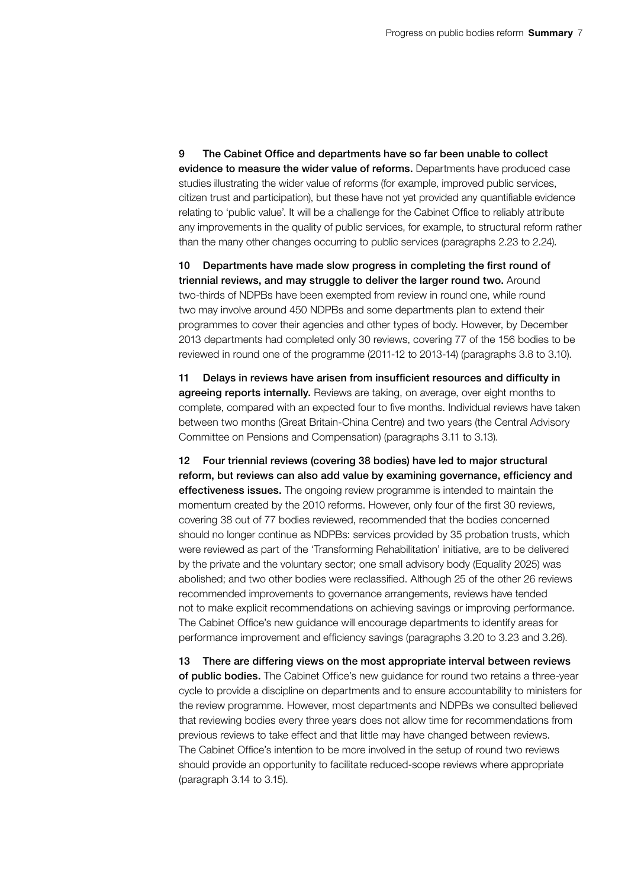9 **The Cabinet Office and departments have so far been unable to collect evidence to measure the wider value of reforms.** Departments have produced case studies illustrating the wider value of reforms (for example, improved public services, citizen trust and participation), but these have not yet provided any quantifiable evidence relating to 'public value'. It will be a challenge for the Cabinet Office to reliably attribute any improvements in the quality of public services, for example, to structural reform rather than the many other changes occurring to public services (paragraphs 2.23 to 2.24).

10 **Departments have made slow progress in completing the first round of triennial reviews, and may struggle to deliver the larger round two.** Around two-thirds of NDPBs have been exempted from review in round one, while round two may involve around 450 NDPBs and some departments plan to extend their programmes to cover their agencies and other types of body. However, by December 2013 departments had completed only 30 reviews, covering 77 of the 156 bodies to be reviewed in round one of the programme (2011-12 to 2013-14) (paragraphs 3.8 to 3.10).

11 **Delays in reviews have arisen from insufficient resources and difficulty in agreeing reports internally.** Reviews are taking, on average, over eight months to complete, compared with an expected four to five months. Individual reviews have taken between two months (Great Britain-China Centre) and two years (the Central Advisory Committee on Pensions and Compensation) (paragraphs 3.11 to 3.13).

12 **Four triennial reviews (covering 38 bodies) have led to major structural reform, but reviews can also add value by examining governance, efficiency and effectiveness issues.** The ongoing review programme is intended to maintain the momentum created by the 2010 reforms. However, only four of the first 30 reviews, covering 38 out of 77 bodies reviewed, recommended that the bodies concerned should no longer continue as NDPBs: services provided by 35 probation trusts, which were reviewed as part of the 'Transforming Rehabilitation' initiative, are to be delivered by the private and the voluntary sector; one small advisory body (Equality 2025) was abolished; and two other bodies were reclassified. Although 25 of the other 26 reviews recommended improvements to governance arrangements, reviews have tended not to make explicit recommendations on achieving savings or improving performance. The Cabinet Office's new guidance will encourage departments to identify areas for performance improvement and efficiency savings (paragraphs 3.20 to 3.23 and 3.26).

13 **There are differing views on the most appropriate interval between reviews of public bodies.** The Cabinet Office's new guidance for round two retains a three-year cycle to provide a discipline on departments and to ensure accountability to ministers for the review programme. However, most departments and NDPBs we consulted believed that reviewing bodies every three years does not allow time for recommendations from previous reviews to take effect and that little may have changed between reviews. The Cabinet Office's intention to be more involved in the setup of round two reviews should provide an opportunity to facilitate reduced-scope reviews where appropriate (paragraph 3.14 to 3.15).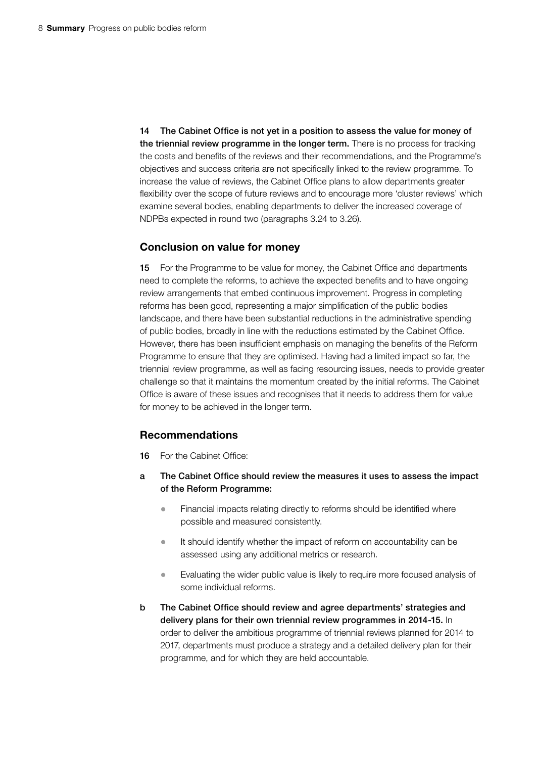14 **The Cabinet Office is not yet in a position to assess the value for money of the triennial review programme in the longer term.** There is no process for tracking the costs and benefits of the reviews and their recommendations, and the Programme's objectives and success criteria are not specifically linked to the review programme. To increase the value of reviews, the Cabinet Office plans to allow departments greater flexibility over the scope of future reviews and to encourage more 'cluster reviews' which examine several bodies, enabling departments to deliver the increased coverage of NDPBs expected in round two (paragraphs 3.24 to 3.26).

## Conclusion on value for money

15 For the Programme to be value for money, the Cabinet Office and departments need to complete the reforms, to achieve the expected benefits and to have ongoing review arrangements that embed continuous improvement. Progress in completing reforms has been good, representing a major simplification of the public bodies landscape, and there have been substantial reductions in the administrative spending of public bodies, broadly in line with the reductions estimated by the Cabinet Office. However, there has been insufficient emphasis on managing the benefits of the Reform Programme to ensure that they are optimised. Having had a limited impact so far, the triennial review programme, as well as facing resourcing issues, needs to provide greater challenge so that it maintains the momentum created by the initial reforms. The Cabinet Office is aware of these issues and recognises that it needs to address them for value for money to be achieved in the longer term.

## Recommendations

16 For the Cabinet Office:

a **The Cabinet Office should review the measures it uses to assess the impact of the Reform Programme:**

- Financial impacts relating directly to reforms should be identified where possible and measured consistently.
- It should identify whether the impact of reform on accountability can be assessed using any additional metrics or research.
- Evaluating the wider public value is likely to require more focused analysis of some individual reforms.

b **The Cabinet Office should review and agree departments' strategies and delivery plans for their own triennial review programmes in 2014-15.** In order to deliver the ambitious programme of triennial reviews planned for 2014 to 2017, departments must produce a strategy and a detailed delivery plan for their programme, and for which they are held accountable.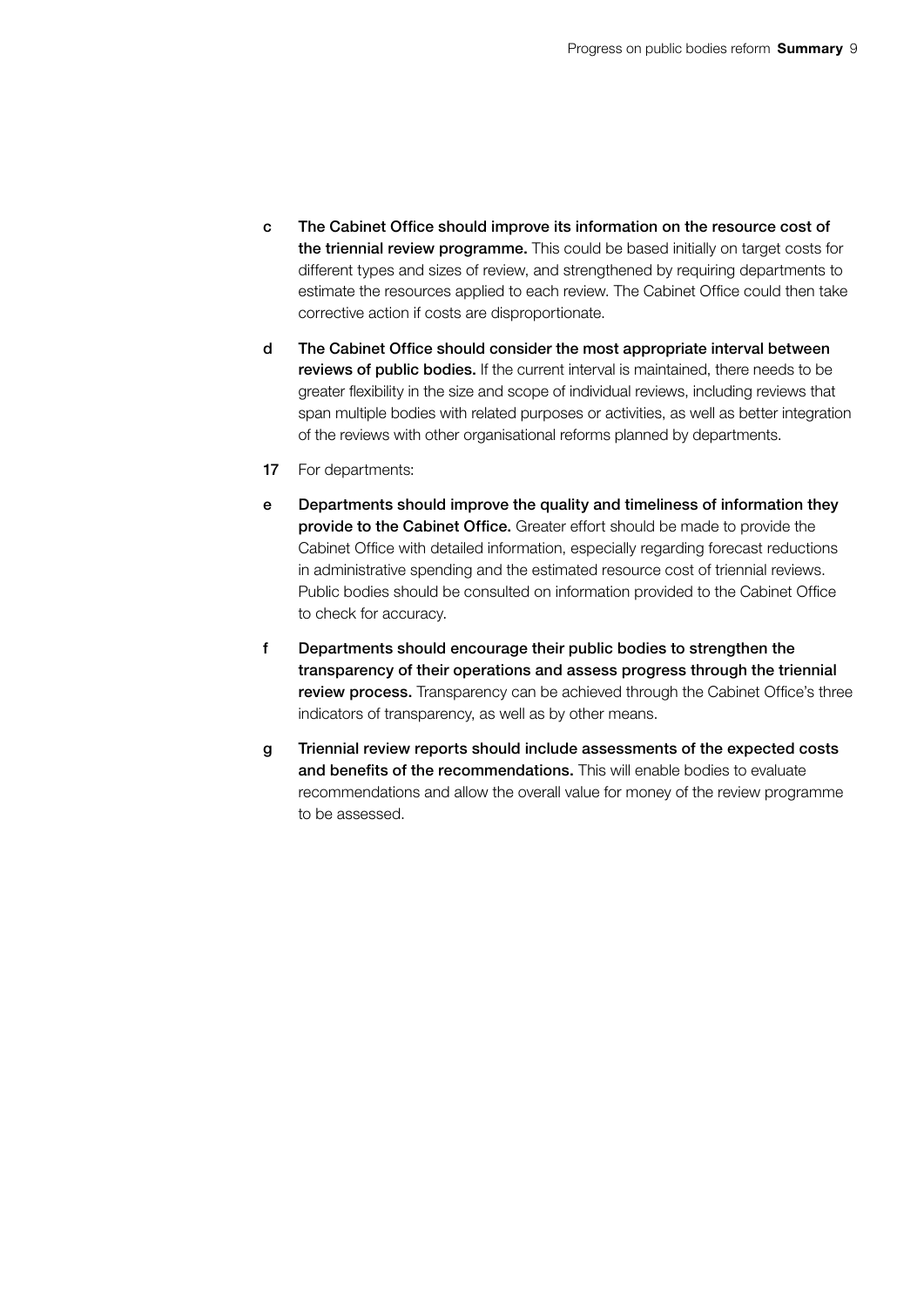c **The Cabinet Office should improve its information on the resource cost of the triennial review programme.** This could be based initially on target costs for different types and sizes of review, and strengthened by requiring departments to estimate the resources applied to each review. The Cabinet Office could then take corrective action if costs are disproportionate.

d **The Cabinet Office should consider the most appropriate interval between reviews of public bodies.** If the current interval is maintained, there needs to be greater flexibility in the size and scope of individual reviews, including reviews that span multiple bodies with related purposes or activities, as well as better integration of the reviews with other organisational reforms planned by departments.

**17** For departments:

e **Departments should improve the quality and timeliness of information they provide to the Cabinet Office.** Greater effort should be made to provide the Cabinet Office with detailed information, especially regarding forecast reductions in administrative spending and the estimated resource cost of triennial reviews. Public bodies should be consulted on information provided to the Cabinet Office to check for accuracy.

f **Departments should encourage their public bodies to strengthen the transparency of their operations and assess progress through the triennial review process.** Transparency can be achieved through the Cabinet Office's three indicators of transparency, as well as by other means.

g **Triennial review reports should include assessments of the expected costs and benefits of the recommendations.** This will enable bodies to evaluate recommendations and allow the overall value for money of the review programme to be assessed.